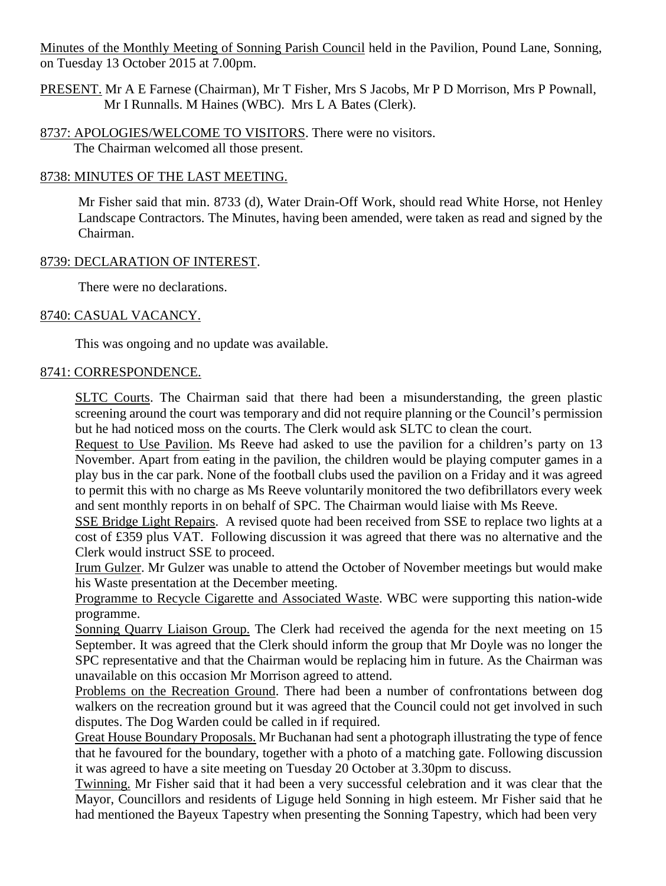Minutes of the Monthly Meeting of Sonning Parish Council held in the Pavilion, Pound Lane, Sonning, on Tuesday 13 October 2015 at 7.00pm.

PRESENT. Mr A E Farnese (Chairman), Mr T Fisher, Mrs S Jacobs, Mr P D Morrison, Mrs P Pownall, Mr I Runnalls. M Haines (WBC). Mrs L A Bates (Clerk).

8737: APOLOGIES/WELCOME TO VISITORS. There were no visitors.
The Chairman welcomed all those present.

8738: MINUTES OF THE LAST MEETING.

Mr Fisher said that min. 8733 (d), Water Drain-Off Work, should read White Horse, not Henley Landscape Contractors. The Minutes, having been amended, were taken as read and signed by the Chairman.

8739: DECLARATION OF INTEREST.

There were no declarations.

8740: CASUAL VACANCY.

This was ongoing and no update was available.

8741: CORRESPONDENCE.

SLTC Courts. The Chairman said that there had been a misunderstanding, the green plastic screening around the court was temporary and did not require planning or the Council's permission but he had noticed moss on the courts. The Clerk would ask SLTC to clean the court.

Request to Use Pavilion. Ms Reeve had asked to use the pavilion for a children's party on 13 November. Apart from eating in the pavilion, the children would be playing computer games in a play bus in the car park. None of the football clubs used the pavilion on a Friday and it was agreed to permit this with no charge as Ms Reeve voluntarily monitored the two defibrillators every week and sent monthly reports in on behalf of SPC. The Chairman would liaise with Ms Reeve.

SSE Bridge Light Repairs. A revised quote had been received from SSE to replace two lights at a cost of £359 plus VAT. Following discussion it was agreed that there was no alternative and the Clerk would instruct SSE to proceed.

Irum Gulzer. Mr Gulzer was unable to attend the October of November meetings but would make his Waste presentation at the December meeting.

Programme to Recycle Cigarette and Associated Waste. WBC were supporting this nation-wide programme.

Sonning Quarry Liaison Group. The Clerk had received the agenda for the next meeting on 15 September. It was agreed that the Clerk should inform the group that Mr Doyle was no longer the SPC representative and that the Chairman would be replacing him in future. As the Chairman was unavailable on this occasion Mr Morrison agreed to attend.

Problems on the Recreation Ground. There had been a number of confrontations between dog walkers on the recreation ground but it was agreed that the Council could not get involved in such disputes. The Dog Warden could be called in if required.

Great House Boundary Proposals. Mr Buchanan had sent a photograph illustrating the type of fence that he favoured for the boundary, together with a photo of a matching gate. Following discussion it was agreed to have a site meeting on Tuesday 20 October at 3.30pm to discuss.

Twinning. Mr Fisher said that it had been a very successful celebration and it was clear that the Mayor, Councillors and residents of Liguge held Sonning in high esteem. Mr Fisher said that he had mentioned the Bayeux Tapestry when presenting the Sonning Tapestry, which had been very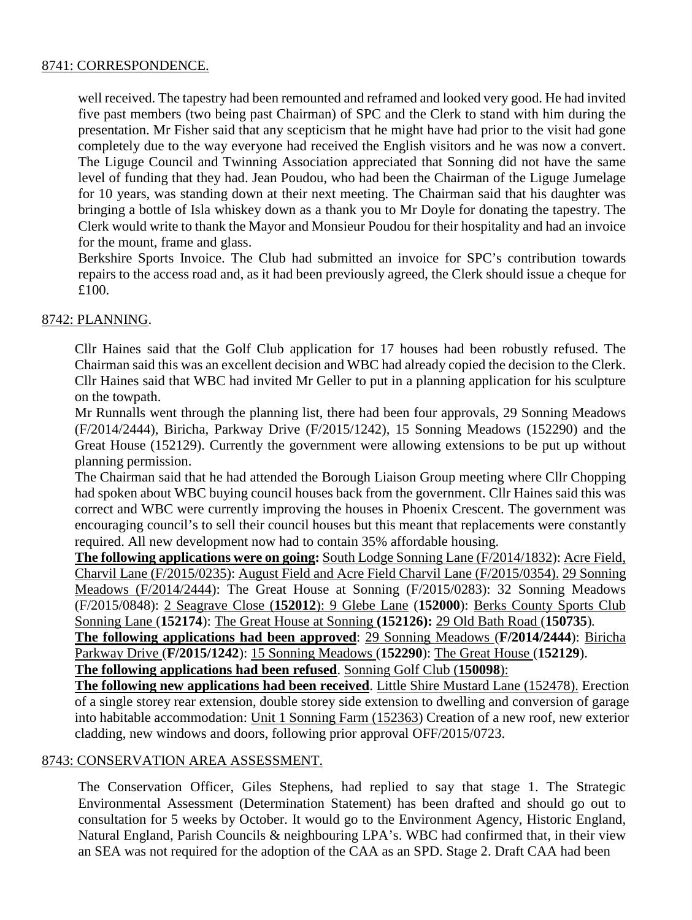## 8741: CORRESPONDENCE.

well received. The tapestry had been remounted and reframed and looked very good. He had invited five past members (two being past Chairman) of SPC and the Clerk to stand with him during the presentation. Mr Fisher said that any scepticism that he might have had prior to the visit had gone completely due to the way everyone had received the English visitors and he was now a convert. The Liguge Council and Twinning Association appreciated that Sonning did not have the same level of funding that they had. Jean Poudou, who had been the Chairman of the Liguge Jumelage for 10 years, was standing down at their next meeting. The Chairman said that his daughter was bringing a bottle of Isla whiskey down as a thank you to Mr Doyle for donating the tapestry. The Clerk would write to thank the Mayor and Monsieur Poudou for their hospitality and had an invoice for the mount, frame and glass.

Berkshire Sports Invoice. The Club had submitted an invoice for SPC's contribution towards repairs to the access road and, as it had been previously agreed, the Clerk should issue a cheque for £100.

## 8742: PLANNING.

Cllr Haines said that the Golf Club application for 17 houses had been robustly refused. The Chairman said this was an excellent decision and WBC had already copied the decision to the Clerk. Cllr Haines said that WBC had invited Mr Geller to put in a planning application for his sculpture on the towpath.

Mr Runnalls went through the planning list, there had been four approvals, 29 Sonning Meadows (F/2014/2444), Biricha, Parkway Drive (F/2015/1242), 15 Sonning Meadows (152290) and the Great House (152129). Currently the government were allowing extensions to be put up without planning permission.

The Chairman said that he had attended the Borough Liaison Group meeting where Cllr Chopping had spoken about WBC buying council houses back from the government. Cllr Haines said this was correct and WBC were currently improving the houses in Phoenix Crescent. The government was encouraging council's to sell their council houses but this meant that replacements were constantly required. All new development now had to contain 35% affordable housing.

**The following applications were on going:** South Lodge Sonning Lane (F/2014/1832): Acre Field, Charvil Lane (F/2015/0235): August Field and Acre Field Charvil Lane (F/2015/0354). 29 Sonning Meadows (F/2014/2444): The Great House at Sonning (F/2015/0283): 32 Sonning Meadows (F/2015/0848): 2 Seagrave Close (**152012**): 9 Glebe Lane (**152000**): Berks County Sports Club Sonning Lane (**152174**): The Great House at Sonning **(152126):** 29 Old Bath Road (**150735**).

**The following applications had been approved**: 29 Sonning Meadows (**F/2014/2444**): Biricha Parkway Drive (**F/2015/1242**): 15 Sonning Meadows (**152290**): The Great House (**152129**).

**The following applications had been refused**. Sonning Golf Club (**150098**):

**The following new applications had been received**. Little Shire Mustard Lane (152478). Erection of a single storey rear extension, double storey side extension to dwelling and conversion of garage into habitable accommodation: Unit 1 Sonning Farm (152363) Creation of a new roof, new exterior cladding, new windows and doors, following prior approval OFF/2015/0723.

## 8743: CONSERVATION AREA ASSESSMENT.

The Conservation Officer, Giles Stephens, had replied to say that stage 1. The Strategic Environmental Assessment (Determination Statement) has been drafted and should go out to consultation for 5 weeks by October. It would go to the Environment Agency, Historic England, Natural England, Parish Councils & neighbouring LPA's. WBC had confirmed that, in their view an SEA was not required for the adoption of the CAA as an SPD. Stage 2. Draft CAA had been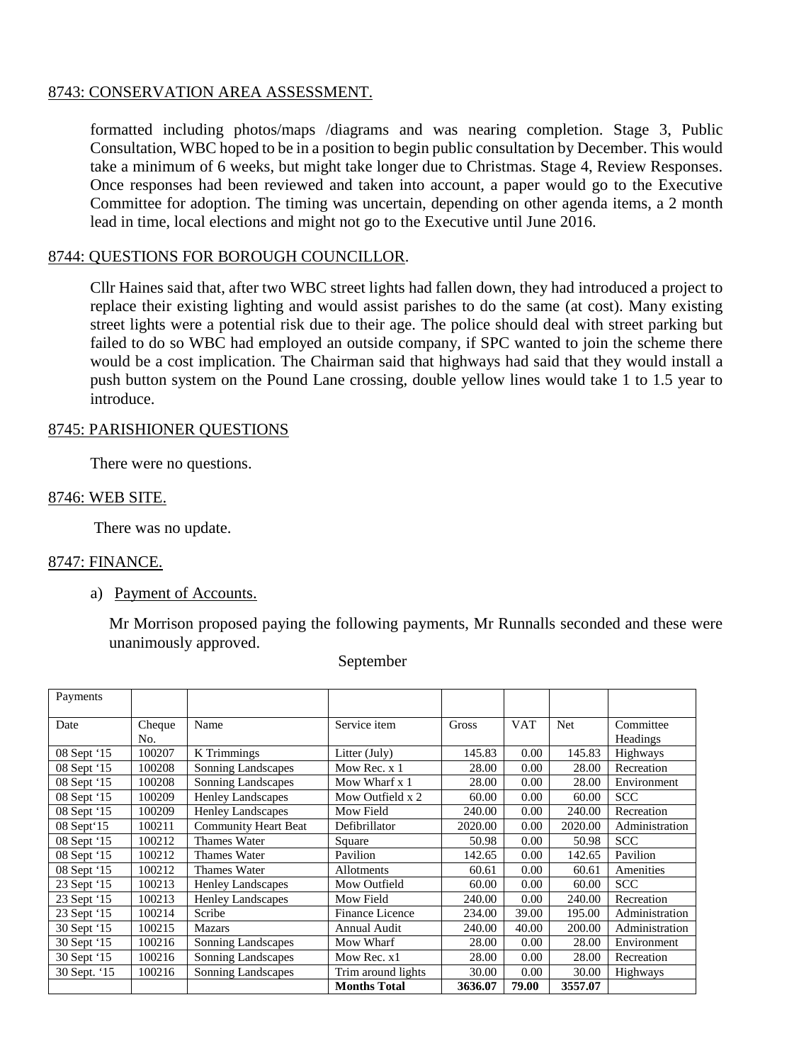## 8743: CONSERVATION AREA ASSESSMENT.

formatted including photos/maps /diagrams and was nearing completion. Stage 3, Public Consultation, WBC hoped to be in a position to begin public consultation by December. This would take a minimum of 6 weeks, but might take longer due to Christmas. Stage 4, Review Responses. Once responses had been reviewed and taken into account, a paper would go to the Executive Committee for adoption. The timing was uncertain, depending on other agenda items, a 2 month lead in time, local elections and might not go to the Executive until June 2016.

## 8744: QUESTIONS FOR BOROUGH COUNCILLOR.

Cllr Haines said that, after two WBC street lights had fallen down, they had introduced a project to replace their existing lighting and would assist parishes to do the same (at cost). Many existing street lights were a potential risk due to their age. The police should deal with street parking but failed to do so WBC had employed an outside company, if SPC wanted to join the scheme there would be a cost implication. The Chairman said that highways had said that they would install a push button system on the Pound Lane crossing, double yellow lines would take 1 to 1.5 year to introduce.

## 8745: PARISHIONER QUESTIONS

There were no questions.

## 8746: WEB SITE.

There was no update.

## 8747: FINANCE.

a) Payment of Accounts.

Mr Morrison proposed paying the following payments, Mr Runnalls seconded and these were unanimously approved.

September

| Payments | | | | | | | |
|---|---|---|---|---|---|---|---|
| Date | Cheque No. | Name | Service item | Gross | VAT | Net | Committee Headings |
| 08 Sept '15 | 100207 | K Trimmings | Litter (July) | 145.83 | 0.00 | 145.83 | Highways |
| 08 Sept '15 | 100208 | Sonning Landscapes | Mow Rec. x 1 | 28.00 | 0.00 | 28.00 | Recreation |
| 08 Sept '15 | 100208 | Sonning Landscapes | Mow Wharf x 1 | 28.00 | 0.00 | 28.00 | Environment |
| 08 Sept '15 | 100209 | Henley Landscapes | Mow Outfield x 2 | 60.00 | 0.00 | 60.00 | SCC |
| 08 Sept '15 | 100209 | Henley Landscapes | Mow Field | 240.00 | 0.00 | 240.00 | Recreation |
| 08 Sept'15 | 100211 | Community Heart Beat | Defibrillator | 2020.00 | 0.00 | 2020.00 | Administration |
| 08 Sept '15 | 100212 | Thames Water | Square | 50.98 | 0.00 | 50.98 | SCC |
| 08 Sept '15 | 100212 | Thames Water | Pavilion | 142.65 | 0.00 | 142.65 | Pavilion |
| 08 Sept '15 | 100212 | Thames Water | Allotments | 60.61 | 0.00 | 60.61 | Amenities |
| 23 Sept '15 | 100213 | Henley Landscapes | Mow Outfield | 60.00 | 0.00 | 60.00 | SCC |
| 23 Sept '15 | 100213 | Henley Landscapes | Mow Field | 240.00 | 0.00 | 240.00 | Recreation |
| 23 Sept '15 | 100214 | Scribe | Finance Licence | 234.00 | 39.00 | 195.00 | Administration |
| 30 Sept '15 | 100215 | Mazars | Annual Audit | 240.00 | 40.00 | 200.00 | Administration |
| 30 Sept '15 | 100216 | Sonning Landscapes | Mow Wharf | 28.00 | 0.00 | 28.00 | Environment |
| 30 Sept '15 | 100216 | Sonning Landscapes | Mow Rec. x1 | 28.00 | 0.00 | 28.00 | Recreation |
| 30 Sept. '15 | 100216 | Sonning Landscapes | Trim around lights | 30.00 | 0.00 | 30.00 | Highways |
| | | | **Months Total** | **3636.07** | **79.00** | **3557.07** | |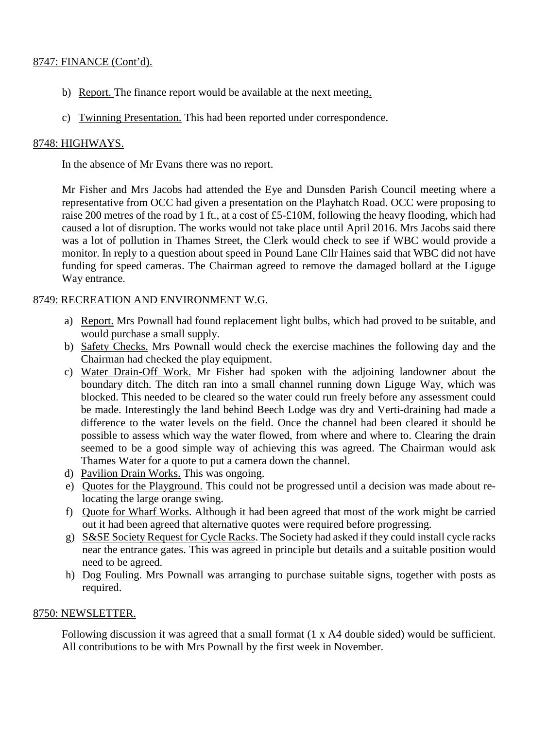8747: FINANCE (Cont'd).

b) Report. The finance report would be available at the next meeting.

c) Twinning Presentation. This had been reported under correspondence.

8748: HIGHWAYS.

In the absence of Mr Evans there was no report.

Mr Fisher and Mrs Jacobs had attended the Eye and Dunsden Parish Council meeting where a representative from OCC had given a presentation on the Playhatch Road. OCC were proposing to raise 200 metres of the road by 1 ft., at a cost of £5-£10M, following the heavy flooding, which had caused a lot of disruption. The works would not take place until April 2016. Mrs Jacobs said there was a lot of pollution in Thames Street, the Clerk would check to see if WBC would provide a monitor. In reply to a question about speed in Pound Lane Cllr Haines said that WBC did not have funding for speed cameras. The Chairman agreed to remove the damaged bollard at the Liguge Way entrance.

8749: RECREATION AND ENVIRONMENT W.G.

a) Report. Mrs Pownall had found replacement light bulbs, which had proved to be suitable, and would purchase a small supply.
b) Safety Checks. Mrs Pownall would check the exercise machines the following day and the Chairman had checked the play equipment.
c) Water Drain-Off Work. Mr Fisher had spoken with the adjoining landowner about the boundary ditch. The ditch ran into a small channel running down Liguge Way, which was blocked. This needed to be cleared so the water could run freely before any assessment could be made. Interestingly the land behind Beech Lodge was dry and Verti-draining had made a difference to the water levels on the field. Once the channel had been cleared it should be possible to assess which way the water flowed, from where and where to. Clearing the drain seemed to be a good simple way of achieving this was agreed. The Chairman would ask Thames Water for a quote to put a camera down the channel.
d) Pavilion Drain Works. This was ongoing.
e) Quotes for the Playground. This could not be progressed until a decision was made about re-locating the large orange swing.
f) Quote for Wharf Works. Although it had been agreed that most of the work might be carried out it had been agreed that alternative quotes were required before progressing.
g) S&SE Society Request for Cycle Racks. The Society had asked if they could install cycle racks near the entrance gates. This was agreed in principle but details and a suitable position would need to be agreed.
h) Dog Fouling. Mrs Pownall was arranging to purchase suitable signs, together with posts as required.

8750: NEWSLETTER.

Following discussion it was agreed that a small format (1 x A4 double sided) would be sufficient. All contributions to be with Mrs Pownall by the first week in November.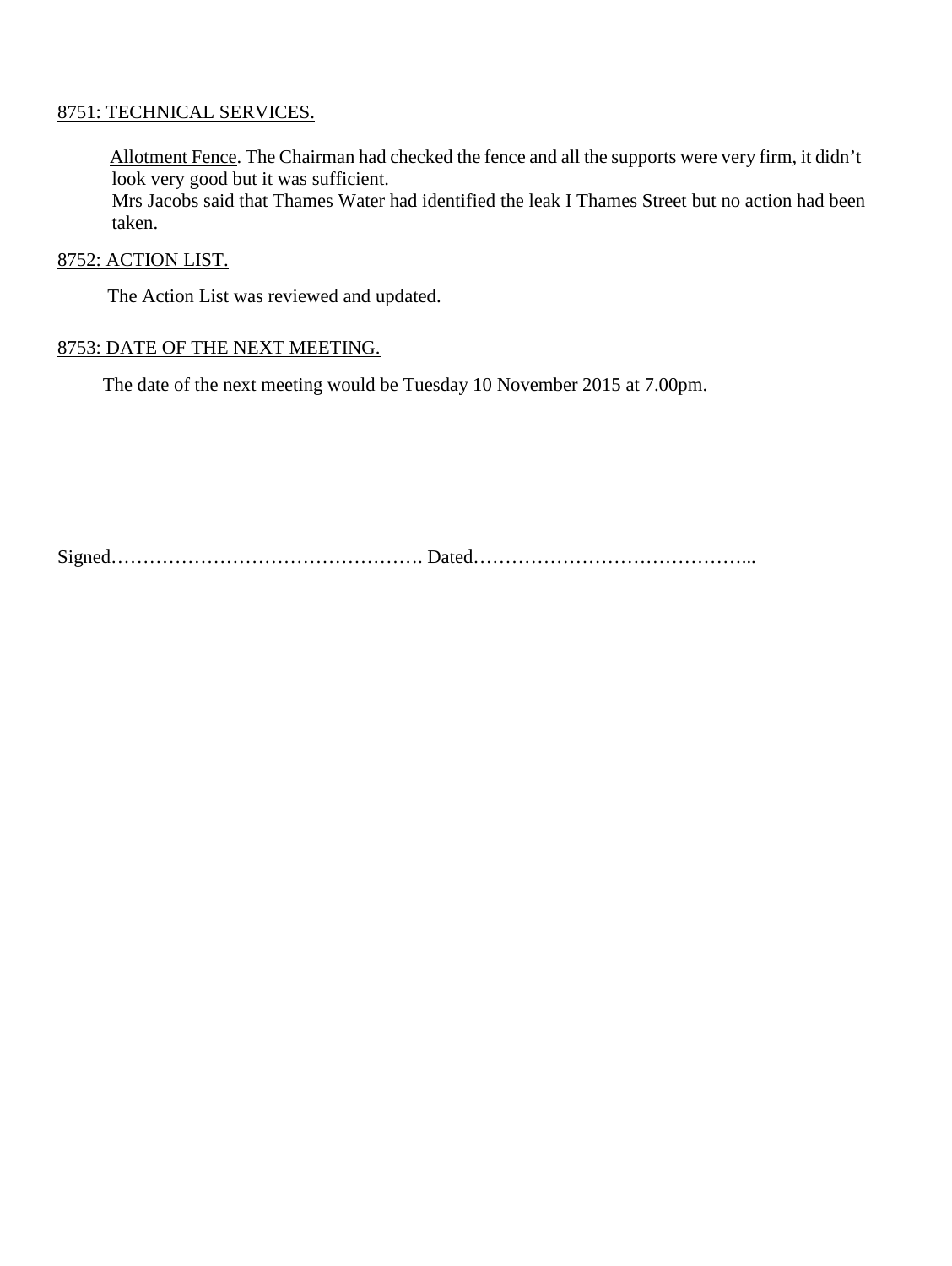8751: TECHNICAL SERVICES.

Allotment Fence. The Chairman had checked the fence and all the supports were very firm, it didn't look very good but it was sufficient.
Mrs Jacobs said that Thames Water had identified the leak I Thames Street but no action had been taken.

8752: ACTION LIST.

The Action List was reviewed and updated.

8753: DATE OF THE NEXT MEETING.

The date of the next meeting would be Tuesday 10 November 2015 at 7.00pm.

Signed…………………………………………. Dated……………………………………...